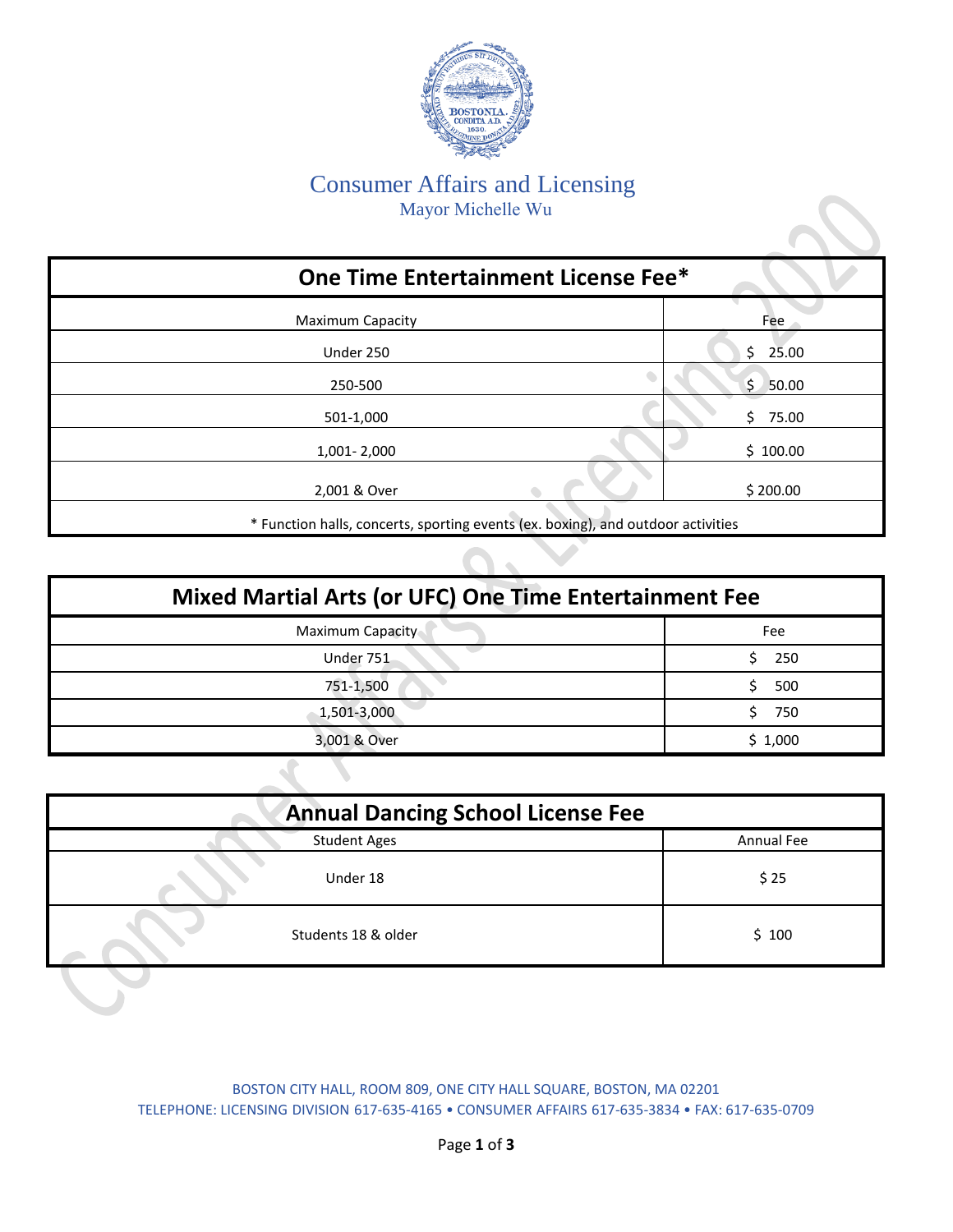# Consumer Affairs and Licensing

Mayor Michelle Wu

| One Time Entertainment License Fee* | |
|---|---|
| Maximum Capacity | Fee |
| Under 250 | $ 25.00 |
| 250-500 | $ 50.00 |
| 501-1,000 | $ 75.00 |
| 1,001- 2,000 | $ 100.00 |
| 2,001 & Over | $ 200.00 |
| * Function halls, concerts, sporting events (ex. boxing), and outdoor activities | |

| Mixed Martial Arts (or UFC) One Time Entertainment Fee | |
|---|---|
| Maximum Capacity | Fee |
| Under 751 | $ 250 |
| 751-1,500 | $ 500 |
| 1,501-3,000 | $ 750 |
| 3,001 & Over | $ 1,000 |

| Annual Dancing School License Fee | |
|---|---|
| Student Ages | Annual Fee |
| Under 18 | $ 25 |
| Students 18 & older | $ 100 |

BOSTON CITY HALL, ROOM 809, ONE CITY HALL SQUARE, BOSTON, MA 02201
TELEPHONE: LICENSING DIVISION 617-635-4165 • CONSUMER AFFAIRS 617-635-3834 • FAX: 617-635-0709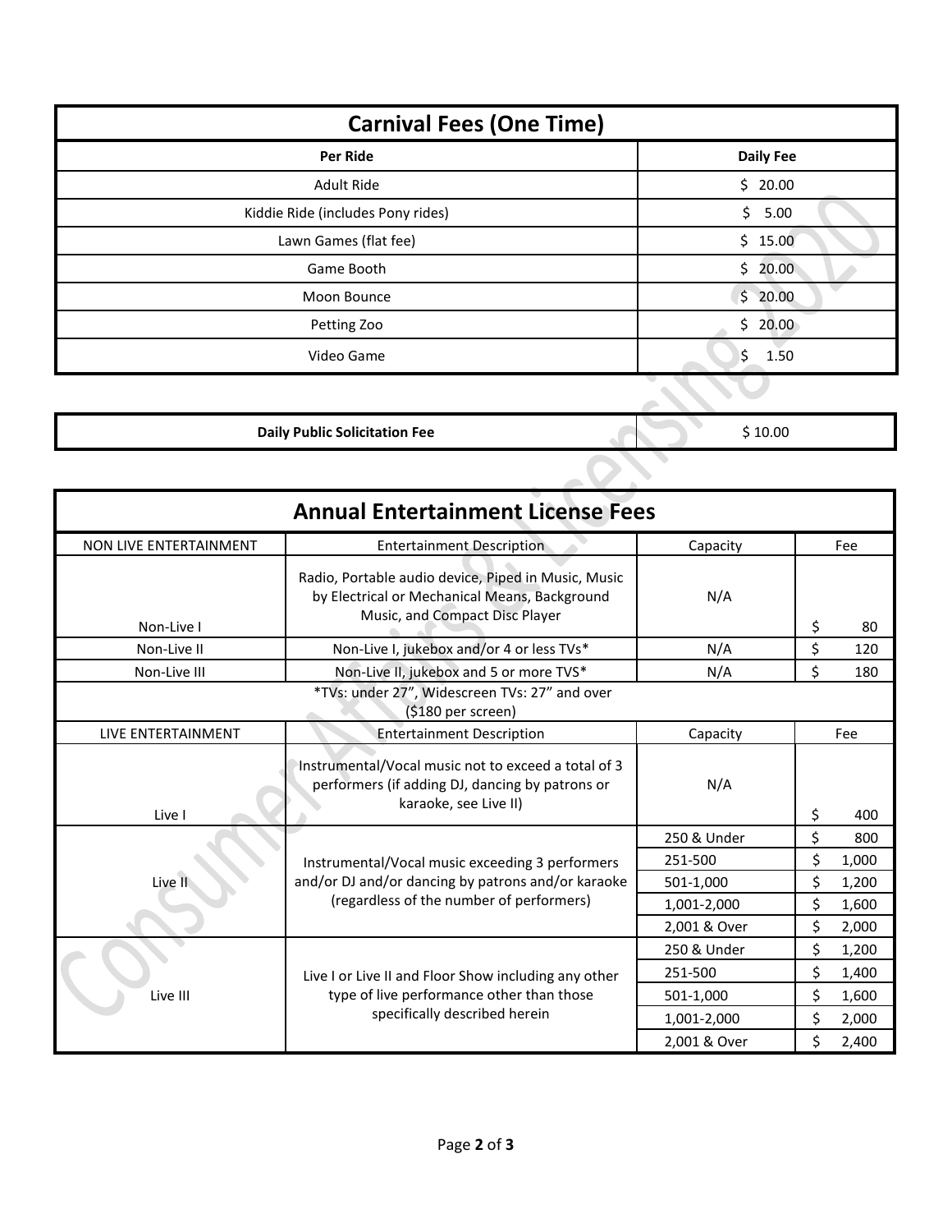## Carnival Fees (One Time)

| Per Ride | Daily Fee |
|---|---|
| Adult Ride | $ 20.00 |
| Kiddie Ride (includes Pony rides) | $ 5.00 |
| Lawn Games (flat fee) | $ 15.00 |
| Game Booth | $ 20.00 |
| Moon Bounce | $ 20.00 |
| Petting Zoo | $ 20.00 |
| Video Game | $ 1.50 |

| **Daily Public Solicitation Fee** | $ 10.00 |
|---|---|

## Annual Entertainment License Fees

| NON LIVE ENTERTAINMENT | Entertainment Description | Capacity | Fee |
|---|---|---|---|
| Non-Live I | Radio, Portable audio device, Piped in Music, Music by Electrical or Mechanical Means, Background Music, and Compact Disc Player | N/A | $ 80 |
| Non-Live II | Non-Live I, jukebox and/or 4 or less TVs* | N/A | $ 120 |
| Non-Live III | Non-Live II, jukebox and 5 or more TVS* | N/A | $ 180 |
| *TVs: under 27", Widescreen TVs: 27" and over ($180 per screen) | | | |
| LIVE ENTERTAINMENT | Entertainment Description | Capacity | Fee |
| Live I | Instrumental/Vocal music not to exceed a total of 3 performers (if adding DJ, dancing by patrons or karaoke, see Live II) | N/A | $ 400 |
| Live II | Instrumental/Vocal music exceeding 3 performers and/or DJ and/or dancing by patrons and/or karaoke (regardless of the number of performers) | 250 & Under | $ 800 |
| | | 251-500 | $ 1,000 |
| | | 501-1,000 | $ 1,200 |
| | | 1,001-2,000 | $ 1,600 |
| | | 2,001 & Over | $ 2,000 |
| Live III | Live I or Live II and Floor Show including any other type of live performance other than those specifically described herein | 250 & Under | $ 1,200 |
| | | 251-500 | $ 1,400 |
| | | 501-1,000 | $ 1,600 |
| | | 1,001-2,000 | $ 2,000 |
| | | 2,001 & Over | $ 2,400 |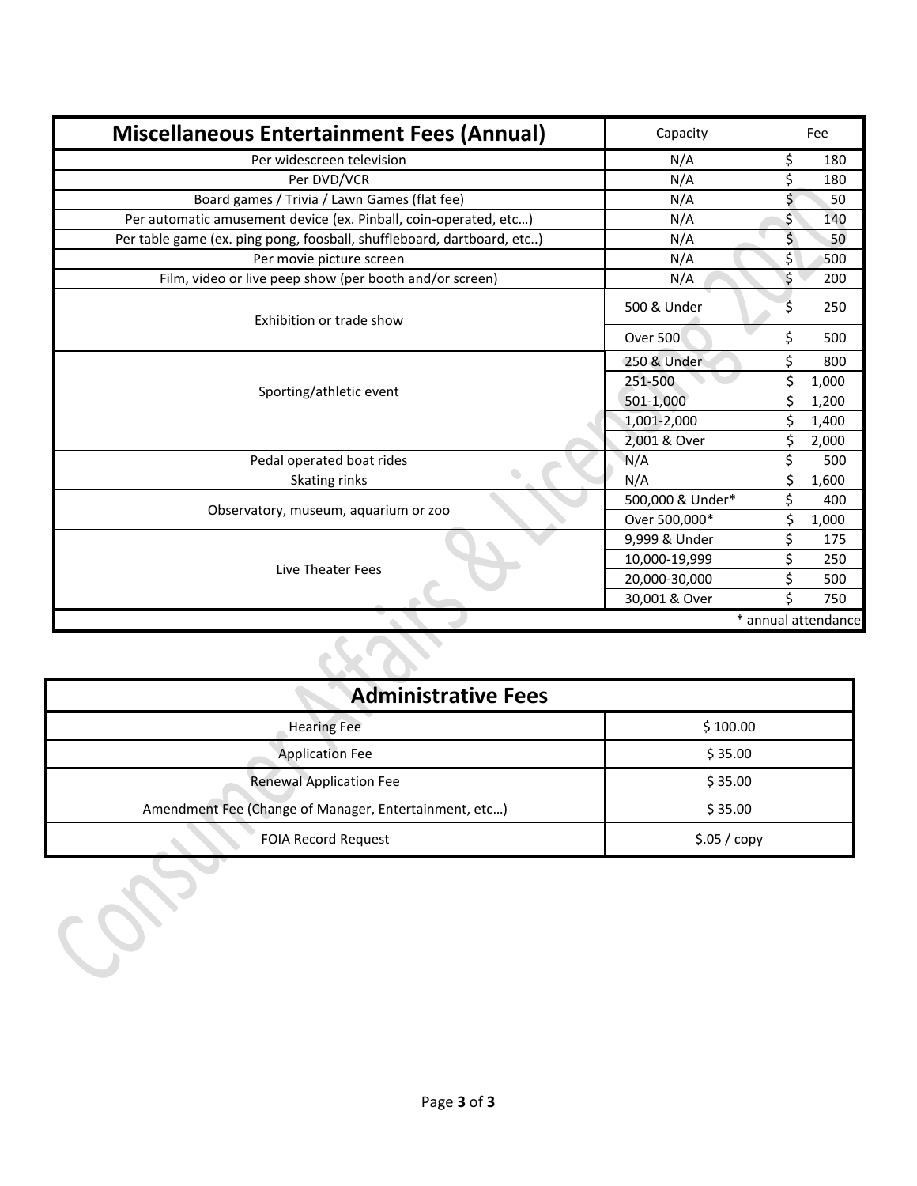| Miscellaneous Entertainment Fees (Annual) | Capacity | Fee |
|---|---|---|
| Per widescreen television | N/A | $ 180 |
| Per DVD/VCR | N/A | $ 180 |
| Board games / Trivia / Lawn Games (flat fee) | N/A | $ 50 |
| Per automatic amusement device (ex. Pinball, coin-operated, etc…) | N/A | $ 140 |
| Per table game (ex. ping pong, foosball, shuffleboard, dartboard, etc..) | N/A | $ 50 |
| Per movie picture screen | N/A | $ 500 |
| Film, video or live peep show (per booth and/or screen) | N/A | $ 200 |
| Exhibition or trade show | 500 & Under | $ 250 |
| | Over 500 | $ 500 |
| Sporting/athletic event | 250 & Under | $ 800 |
| | 251-500 | $ 1,000 |
| | 501-1,000 | $ 1,200 |
| | 1,001-2,000 | $ 1,400 |
| | 2,001 & Over | $ 2,000 |
| Pedal operated boat rides | N/A | $ 500 |
| Skating rinks | N/A | $ 1,600 |
| Observatory, museum, aquarium or zoo | 500,000 & Under* | $ 400 |
| | Over 500,000* | $ 1,000 |
| Live Theater Fees | 9,999 & Under | $ 175 |
| | 10,000-19,999 | $ 250 |
| | 20,000-30,000 | $ 500 |
| | 30,001 & Over | $ 750 |

\* annual attendance

| Administrative Fees | |
|---|---|
| Hearing Fee | $ 100.00 |
| Application Fee | $ 35.00 |
| Renewal Application Fee | $ 35.00 |
| Amendment Fee (Change of Manager, Entertainment, etc…) | $ 35.00 |
| FOIA Record Request | $.05 / copy |